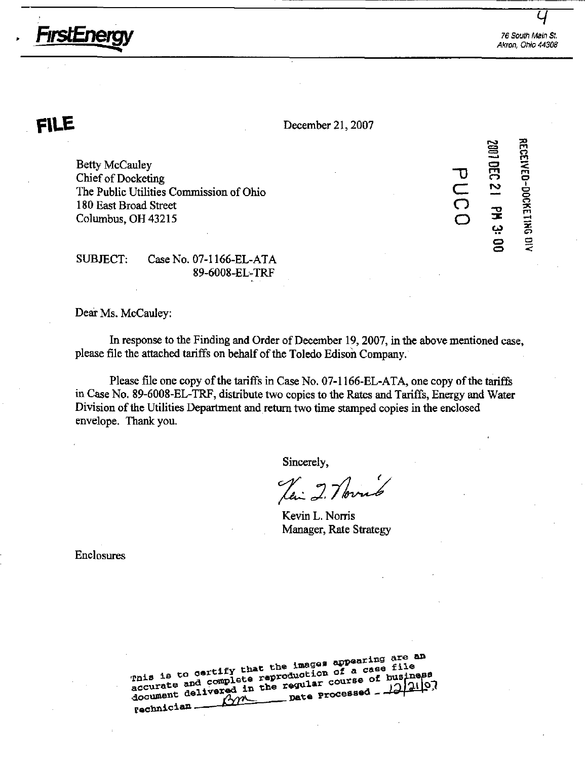FirstEnergy

76 South Main St.
Akron, Ohio 44308

**FILE**

December 21, 2007

RECEIVED-DOCKETING DIV
2007 DEC 21 PM 3:00
PUCO

Betty McCauley
Chief of Docketing
The Public Utilities Commission of Ohio
180 East Broad Street
Columbus, OH 43215

SUBJECT: Case No. 07-1166-EL-ATA
89-6008-EL-TRF

Dear Ms. McCauley:

In response to the Finding and Order of December 19, 2007, in the above mentioned case, please file the attached tariffs on behalf of the Toledo Edison Company.

Please file one copy of the tariffs in Case No. 07-1166-EL-ATA, one copy of the tariffs in Case No. 89-6008-EL-TRF, distribute two copies to the Rates and Tariffs, Energy and Water Division of the Utilities Department and return two time stamped copies in the enclosed envelope. Thank you.

Sincerely,

Kevin L. Norris
Manager, Rate Strategy

Enclosures

This is to certify that the images appearing are an accurate and complete reproduction of a case file document delivered in the regular course of business Technician BM Date Processed 12/21/07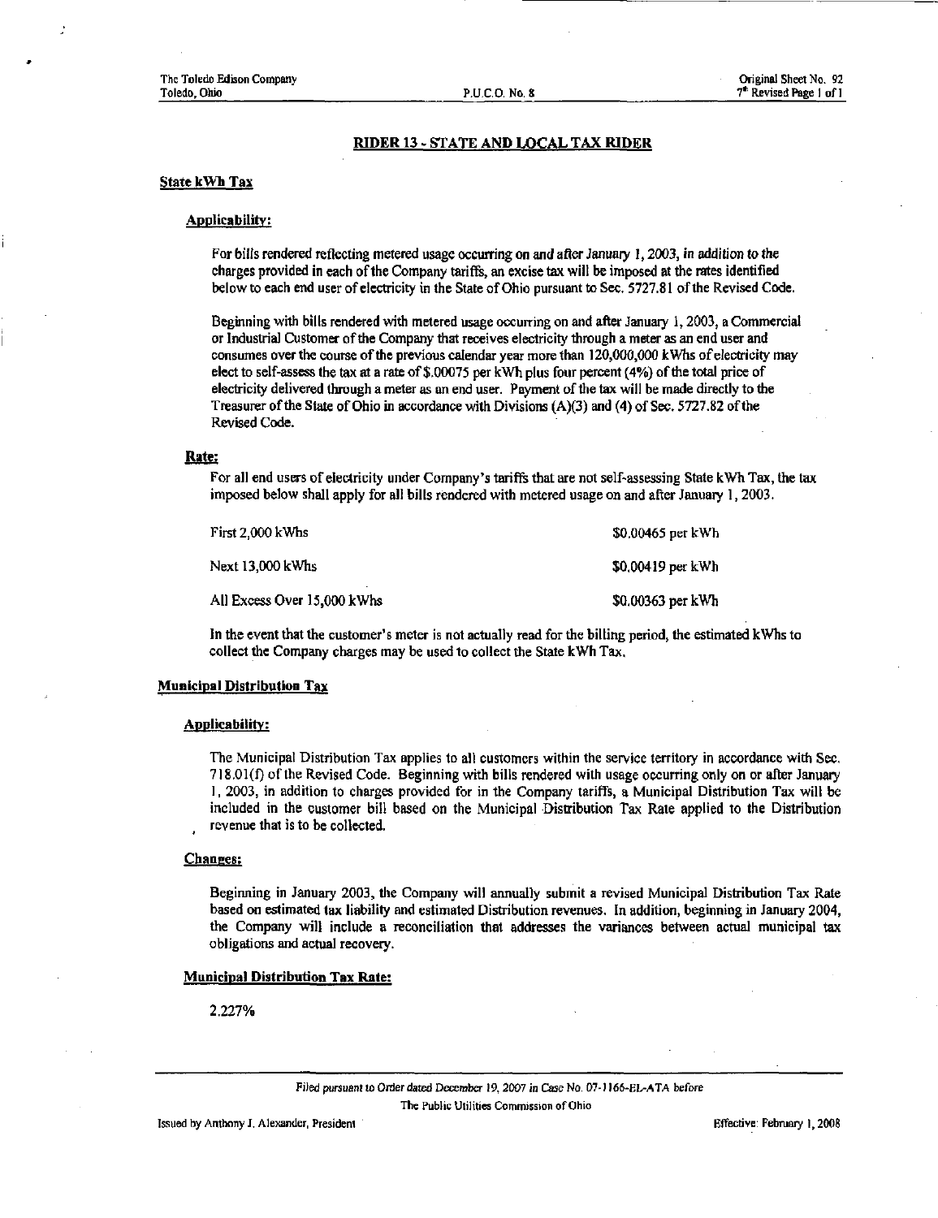## RIDER 13 - STATE AND LOCAL TAX RIDER

### State kWh Tax

#### Applicability:

For bills rendered reflecting metered usage occurring on and after January 1, 2003, in addition to the charges provided in each of the Company tariffs, an excise tax will be imposed at the rates identified below to each end user of electricity in the State of Ohio pursuant to Sec. 5727.81 of the Revised Code.

Beginning with bills rendered with metered usage occurring on and after January 1, 2003, a Commercial or Industrial Customer of the Company that receives electricity through a meter as an end user and consumes over the course of the previous calendar year more than 120,000,000 kWhs of electricity may elect to self-assess the tax at a rate of $.00075 per kWh plus four percent (4%) of the total price of electricity delivered through a meter as an end user. Payment of the tax will be made directly to the Treasurer of the State of Ohio in accordance with Divisions (A)(3) and (4) of Sec. 5727.82 of the Revised Code.

#### Rate:

For all end users of electricity under Company's tariffs that are not self-assessing State kWh Tax, the tax imposed below shall apply for all bills rendered with metered usage on and after January 1, 2003.

| | |
|---|---|
| First 2,000 kWhs | $0.00465 per kWh |
| Next 13,000 kWhs | $0.00419 per kWh |
| All Excess Over 15,000 kWhs | $0.00363 per kWh |

In the event that the customer's meter is not actually read for the billing period, the estimated kWhs to collect the Company charges may be used to collect the State kWh Tax.

### Municipal Distribution Tax

#### Applicability:

The Municipal Distribution Tax applies to all customers within the service territory in accordance with Sec. 718.01(f) of the Revised Code. Beginning with bills rendered with usage occurring only on or after January 1, 2003, in addition to charges provided for in the Company tariffs, a Municipal Distribution Tax will be included in the customer bill based on the Municipal Distribution Tax Rate applied to the Distribution revenue that is to be collected.

#### Changes:

Beginning in January 2003, the Company will annually submit a revised Municipal Distribution Tax Rate based on estimated tax liability and estimated Distribution revenues. In addition, beginning in January 2004, the Company will include a reconciliation that addresses the variances between actual municipal tax obligations and actual recovery.

### Municipal Distribution Tax Rate:

2.227%

Filed pursuant to Order dated December 19, 2007 in Case No. 07-1166-EL-ATA before The Public Utilities Commission of Ohio

Issued by Anthony J. Alexander, President

Effective: February 1, 2008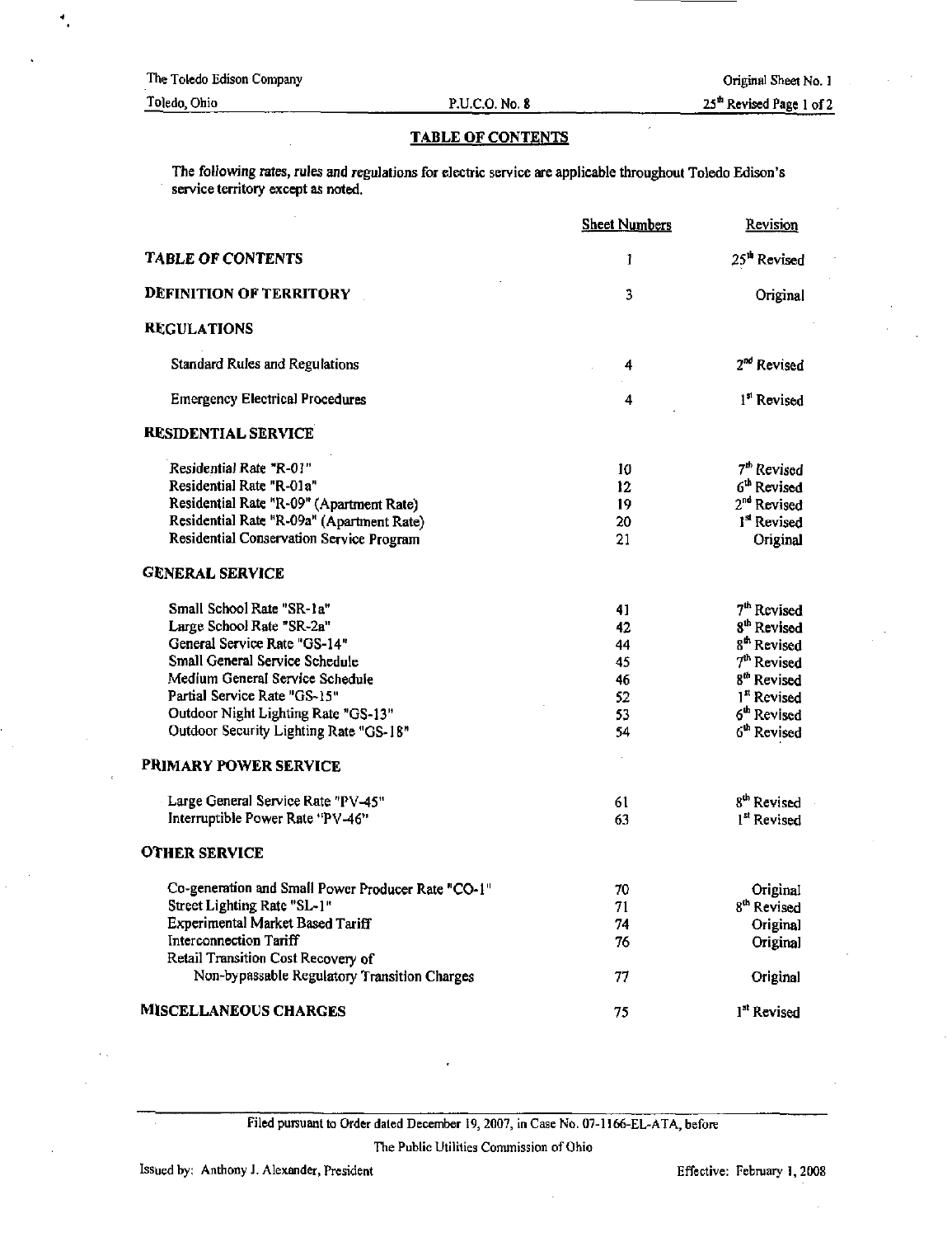The Toledo Edison Company
Toledo, Ohio

P.U.C.O. No. 8

Original Sheet No. 1
25th Revised Page 1 of 2

## TABLE OF CONTENTS

The following rates, rules and regulations for electric service are applicable throughout Toledo Edison's service territory except as noted.

| | Sheet Numbers | Revision |
|---|---|---|
| **TABLE OF CONTENTS** | 1 | 25th Revised |
| **DEFINITION OF TERRITORY** | 3 | Original |
| **REGULATIONS** | | |
| Standard Rules and Regulations | 4 | 2nd Revised |
| Emergency Electrical Procedures | 4 | 1st Revised |
| **RESIDENTIAL SERVICE** | | |
| Residential Rate "R-01" | 10 | 7th Revised |
| Residential Rate "R-01a" | 12 | 6th Revised |
| Residential Rate "R-09" (Apartment Rate) | 19 | 2nd Revised |
| Residential Rate "R-09a" (Apartment Rate) | 20 | 1st Revised |
| Residential Conservation Service Program | 21 | Original |
| **GENERAL SERVICE** | | |
| Small School Rate "SR-1a" | 41 | 7th Revised |
| Large School Rate "SR-2a" | 42 | 8th Revised |
| General Service Rate "GS-14" | 44 | 8th Revised |
| Small General Service Schedule | 45 | 7th Revised |
| Medium General Service Schedule | 46 | 8th Revised |
| Partial Service Rate "GS-15" | 52 | 1st Revised |
| Outdoor Night Lighting Rate "GS-13" | 53 | 6th Revised |
| Outdoor Security Lighting Rate "GS-18" | 54 | 6th Revised |
| **PRIMARY POWER SERVICE** | | |
| Large General Service Rate "PV-45" | 61 | 8th Revised |
| Interruptible Power Rate "PV-46" | 63 | 1st Revised |
| **OTHER SERVICE** | | |
| Co-generation and Small Power Producer Rate "CO-1" | 70 | Original |
| Street Lighting Rate "SL-1" | 71 | 8th Revised |
| Experimental Market Based Tariff | 74 | Original |
| Interconnection Tariff | 76 | Original |
| Retail Transition Cost Recovery of Non-bypassable Regulatory Transition Charges | 77 | Original |
| **MISCELLANEOUS CHARGES** | 75 | 1st Revised |

Filed pursuant to Order dated December 19, 2007, in Case No. 07-1166-EL-ATA, before

The Public Utilities Commission of Ohio

Issued by: Anthony J. Alexander, President

Effective: February 1, 2008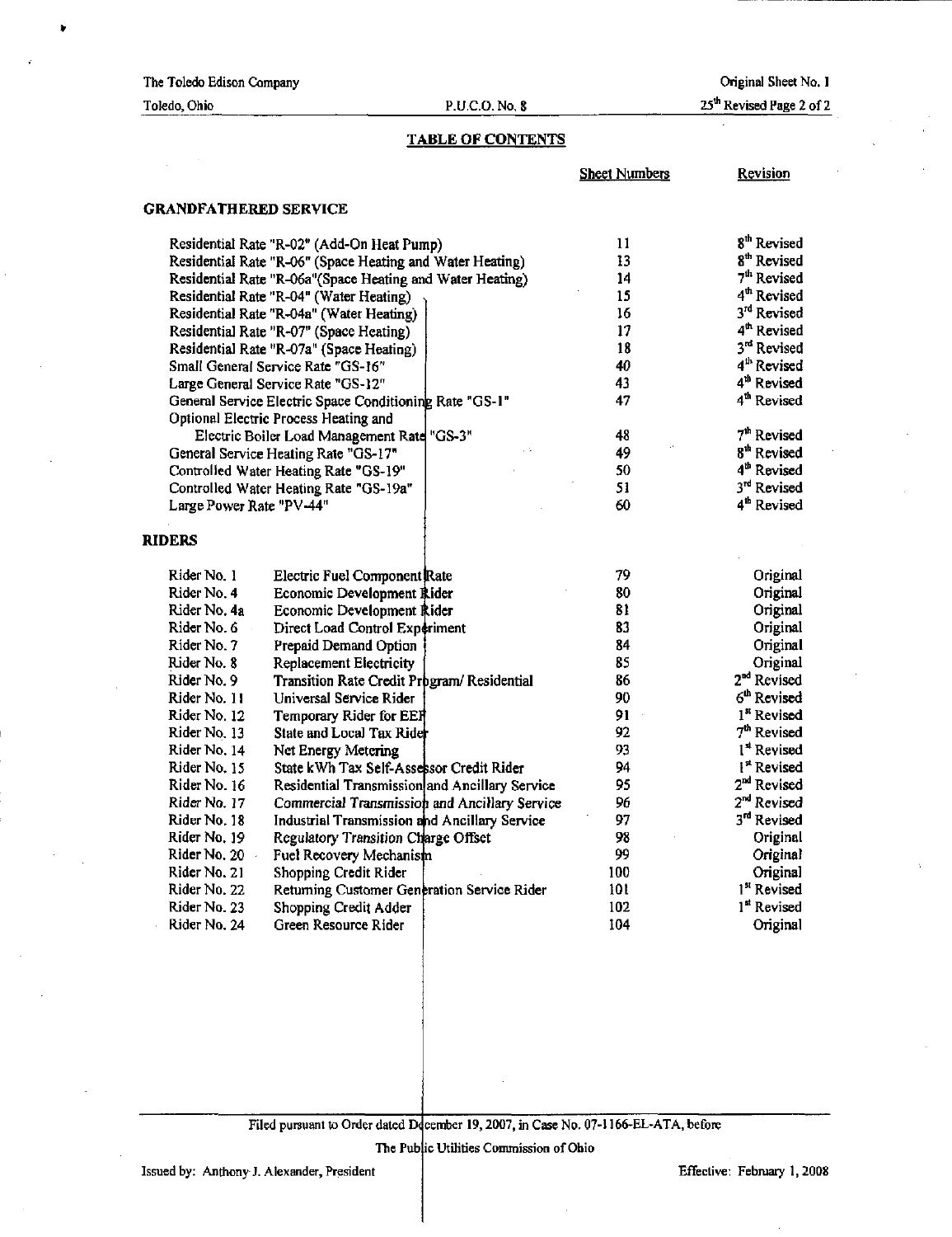The Toledo Edison Company
Toledo, Ohio

P.U.C.O. No. 8

Original Sheet No. 1
25th Revised Page 2 of 2

## TABLE OF CONTENTS

| | Sheet Numbers | Revision |
|---|---|---|
| **GRANDFATHERED SERVICE** | | |
| Residential Rate "R-02" (Add-On Heat Pump) | 11 | 8th Revised |
| Residential Rate "R-06" (Space Heating and Water Heating) | 13 | 8th Revised |
| Residential Rate "R-06a"(Space Heating and Water Heating) | 14 | 7th Revised |
| Residential Rate "R-04" (Water Heating) | 15 | 4th Revised |
| Residential Rate "R-04a" (Water Heating) | 16 | 3rd Revised |
| Residential Rate "R-07" (Space Heating) | 17 | 4th Revised |
| Residential Rate "R-07a" (Space Heating) | 18 | 3rd Revised |
| Small General Service Rate "GS-16" | 40 | 4th Revised |
| Large General Service Rate "GS-12" | 43 | 4th Revised |
| General Service Electric Space Conditioning Rate "GS-1" | 47 | 4th Revised |
| Optional Electric Process Heating and Electric Boiler Load Management Rate "GS-3" | 48 | 7th Revised |
| General Service Heating Rate "GS-17" | 49 | 8th Revised |
| Controlled Water Heating Rate "GS-19" | 50 | 4th Revised |
| Controlled Water Heating Rate "GS-19a" | 51 | 3rd Revised |
| Large Power Rate "PV-44" | 60 | 4th Revised |

### RIDERS

| | | Sheet Numbers | Revision |
|---|---|---|---|
| Rider No. 1 | Electric Fuel Component Rate | 79 | Original |
| Rider No. 4 | Economic Development Rider | 80 | Original |
| Rider No. 4a | Economic Development Rider | 81 | Original |
| Rider No. 6 | Direct Load Control Experiment | 83 | Original |
| Rider No. 7 | Prepaid Demand Option | 84 | Original |
| Rider No. 8 | Replacement Electricity | 85 | Original |
| Rider No. 9 | Transition Rate Credit Program/ Residential | 86 | 2nd Revised |
| Rider No. 11 | Universal Service Rider | 90 | 6th Revised |
| Rider No. 12 | Temporary Rider for EEF | 91 | 1st Revised |
| Rider No. 13 | State and Local Tax Rider | 92 | 7th Revised |
| Rider No. 14 | Net Energy Metering | 93 | 1st Revised |
| Rider No. 15 | State kWh Tax Self-Assessor Credit Rider | 94 | 1st Revised |
| Rider No. 16 | Residential Transmission and Ancillary Service | 95 | 2nd Revised |
| Rider No. 17 | Commercial Transmission and Ancillary Service | 96 | 2nd Revised |
| Rider No. 18 | Industrial Transmission and Ancillary Service | 97 | 3rd Revised |
| Rider No. 19 | Regulatory Transition Charge Offset | 98 | Original |
| Rider No. 20 | Fuel Recovery Mechanism | 99 | Original |
| Rider No. 21 | Shopping Credit Rider | 100 | Original |
| Rider No. 22 | Returning Customer Generation Service Rider | 101 | 1st Revised |
| Rider No. 23 | Shopping Credit Adder | 102 | 1st Revised |
| Rider No. 24 | Green Resource Rider | 104 | Original |

Filed pursuant to Order dated December 19, 2007, in Case No. 07-1166-EL-ATA, before
The Public Utilities Commission of Ohio

Issued by: Anthony J. Alexander, President

Effective: February 1, 2008